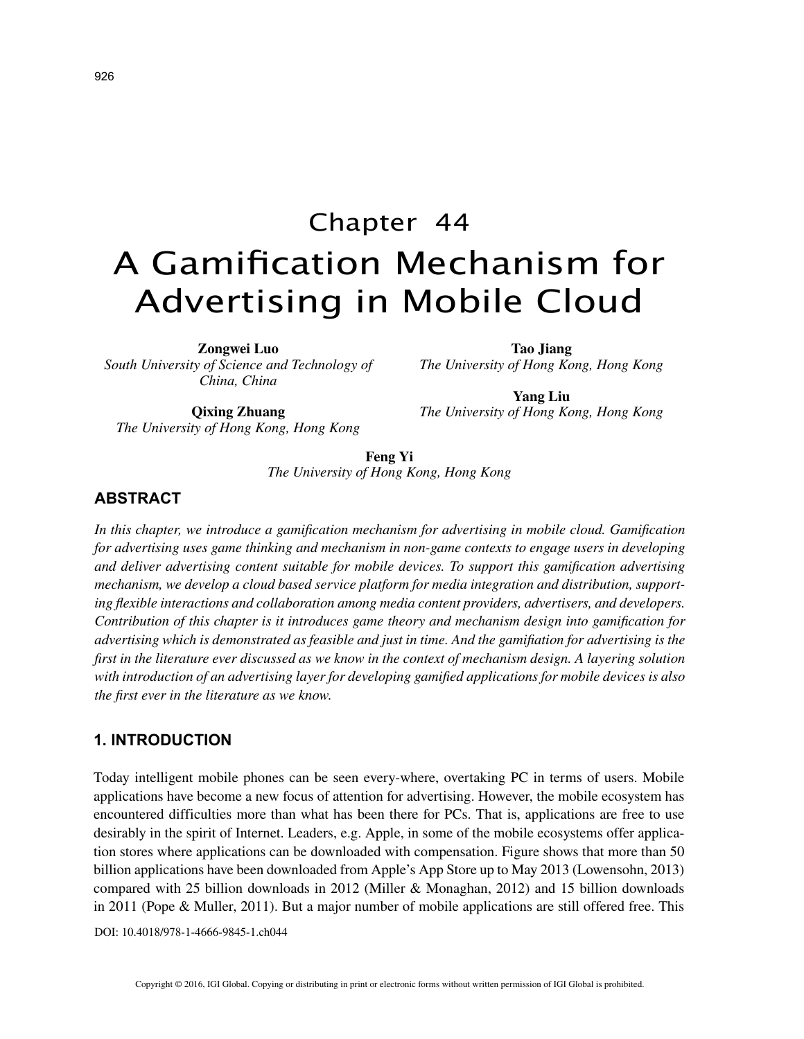# Chapter 44
# A Gamification Mechanism for Advertising in Mobile Cloud

**Zongwei Luo**
*South University of Science and Technology of China, China*

**Qixing Zhuang**
*The University of Hong Kong, Hong Kong*

**Tao Jiang**
*The University of Hong Kong, Hong Kong*

**Yang Liu**
*The University of Hong Kong, Hong Kong*

**Feng Yi**
*The University of Hong Kong, Hong Kong*

## ABSTRACT

*In this chapter, we introduce a gamification mechanism for advertising in mobile cloud. Gamification for advertising uses game thinking and mechanism in non-game contexts to engage users in developing and deliver advertising content suitable for mobile devices. To support this gamification advertising mechanism, we develop a cloud based service platform for media integration and distribution, supporting flexible interactions and collaboration among media content providers, advertisers, and developers. Contribution of this chapter is it introduces game theory and mechanism design into gamification for advertising which is demonstrated as feasible and just in time. And the gamifiation for advertising is the first in the literature ever discussed as we know in the context of mechanism design. A layering solution with introduction of an advertising layer for developing gamified applications for mobile devices is also the first ever in the literature as we know.*

## 1. INTRODUCTION

Today intelligent mobile phones can be seen every-where, overtaking PC in terms of users. Mobile applications have become a new focus of attention for advertising. However, the mobile ecosystem has encountered difficulties more than what has been there for PCs. That is, applications are free to use desirably in the spirit of Internet. Leaders, e.g. Apple, in some of the mobile ecosystems offer application stores where applications can be downloaded with compensation. Figure shows that more than 50 billion applications have been downloaded from Apple's App Store up to May 2013 (Lowensohn, 2013) compared with 25 billion downloads in 2012 (Miller & Monaghan, 2012) and 15 billion downloads in 2011 (Pope & Muller, 2011). But a major number of mobile applications are still offered free. This

DOI: 10.4018/978-1-4666-9845-1.ch044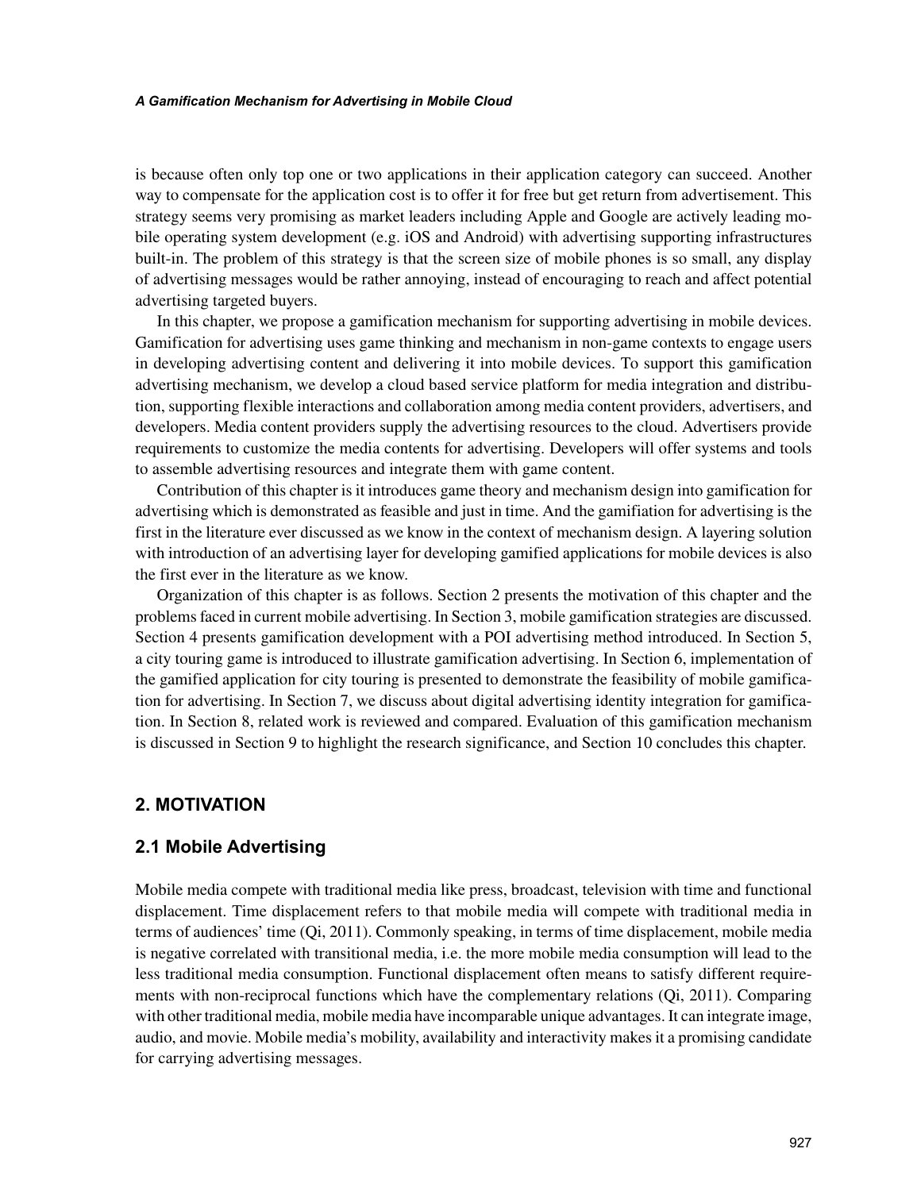is because often only top one or two applications in their application category can succeed. Another way to compensate for the application cost is to offer it for free but get return from advertisement. This strategy seems very promising as market leaders including Apple and Google are actively leading mobile operating system development (e.g. iOS and Android) with advertising supporting infrastructures built-in. The problem of this strategy is that the screen size of mobile phones is so small, any display of advertising messages would be rather annoying, instead of encouraging to reach and affect potential advertising targeted buyers.

In this chapter, we propose a gamification mechanism for supporting advertising in mobile devices. Gamification for advertising uses game thinking and mechanism in non-game contexts to engage users in developing advertising content and delivering it into mobile devices. To support this gamification advertising mechanism, we develop a cloud based service platform for media integration and distribution, supporting flexible interactions and collaboration among media content providers, advertisers, and developers. Media content providers supply the advertising resources to the cloud. Advertisers provide requirements to customize the media contents for advertising. Developers will offer systems and tools to assemble advertising resources and integrate them with game content.

Contribution of this chapter is it introduces game theory and mechanism design into gamification for advertising which is demonstrated as feasible and just in time. And the gamifiation for advertising is the first in the literature ever discussed as we know in the context of mechanism design. A layering solution with introduction of an advertising layer for developing gamified applications for mobile devices is also the first ever in the literature as we know.

Organization of this chapter is as follows. Section 2 presents the motivation of this chapter and the problems faced in current mobile advertising. In Section 3, mobile gamification strategies are discussed. Section 4 presents gamification development with a POI advertising method introduced. In Section 5, a city touring game is introduced to illustrate gamification advertising. In Section 6, implementation of the gamified application for city touring is presented to demonstrate the feasibility of mobile gamification for advertising. In Section 7, we discuss about digital advertising identity integration for gamification. In Section 8, related work is reviewed and compared. Evaluation of this gamification mechanism is discussed in Section 9 to highlight the research significance, and Section 10 concludes this chapter.

## 2. MOTIVATION

### 2.1 Mobile Advertising

Mobile media compete with traditional media like press, broadcast, television with time and functional displacement. Time displacement refers to that mobile media will compete with traditional media in terms of audiences' time (Qi, 2011). Commonly speaking, in terms of time displacement, mobile media is negative correlated with transitional media, i.e. the more mobile media consumption will lead to the less traditional media consumption. Functional displacement often means to satisfy different requirements with non-reciprocal functions which have the complementary relations (Qi, 2011). Comparing with other traditional media, mobile media have incomparable unique advantages. It can integrate image, audio, and movie. Mobile media's mobility, availability and interactivity makes it a promising candidate for carrying advertising messages.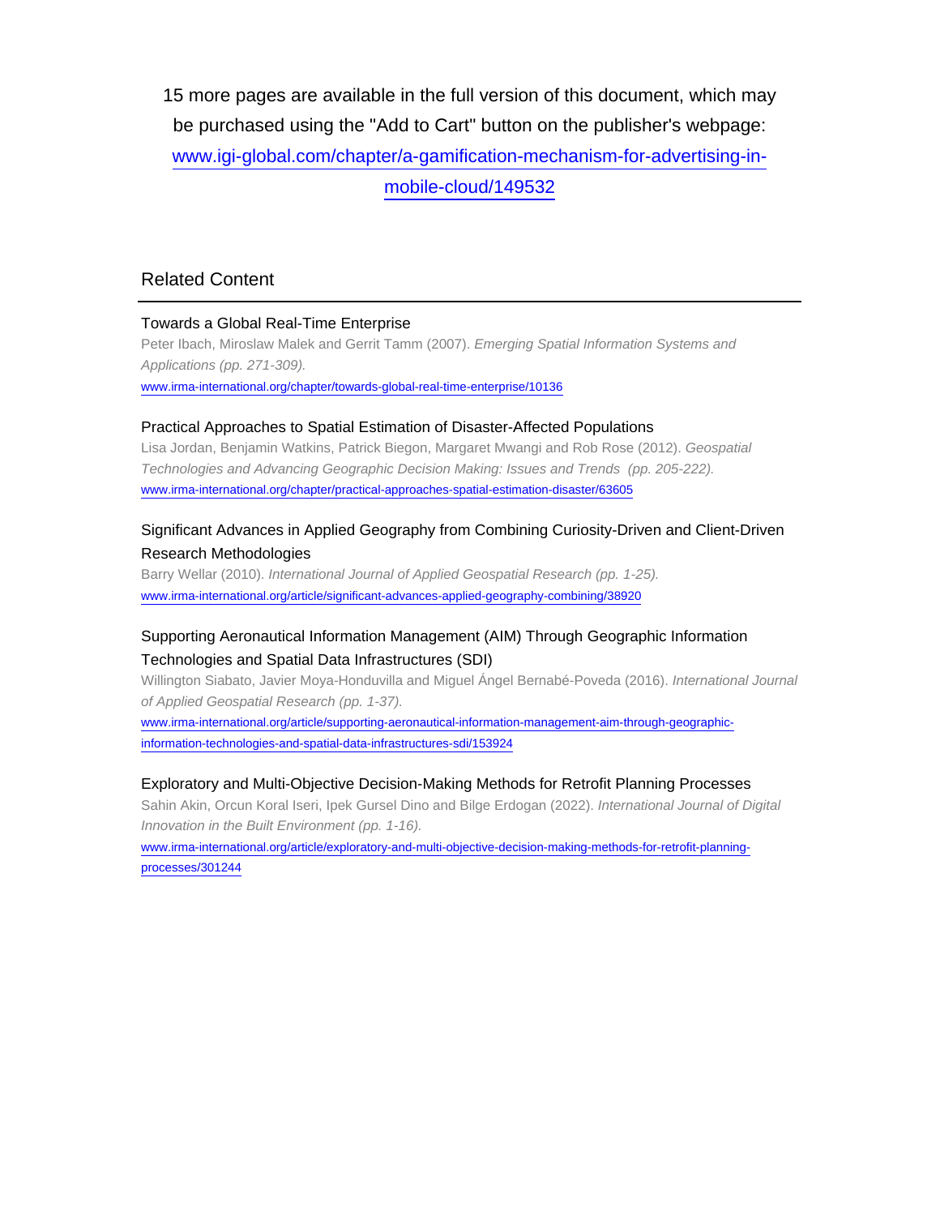15 more pages are available in the full version of this document, which may be purchased using the "Add to Cart" button on the publisher's webpage: www.igi-global.com/chapter/a-gamification-mechanism-for-advertising-in-mobile-cloud/149532

## Related Content

### Towards a Global Real-Time Enterprise

Peter Ibach, Miroslaw Malek and Gerrit Tamm (2007). *Emerging Spatial Information Systems and Applications (pp. 271-309).*

www.irma-international.org/chapter/towards-global-real-time-enterprise/10136

### Practical Approaches to Spatial Estimation of Disaster-Affected Populations

Lisa Jordan, Benjamin Watkins, Patrick Biegon, Margaret Mwangi and Rob Rose (2012). *Geospatial Technologies and Advancing Geographic Decision Making: Issues and Trends (pp. 205-222).*

www.irma-international.org/chapter/practical-approaches-spatial-estimation-disaster/63605

### Significant Advances in Applied Geography from Combining Curiosity-Driven and Client-Driven Research Methodologies

Barry Wellar (2010). *International Journal of Applied Geospatial Research (pp. 1-25).*

www.irma-international.org/article/significant-advances-applied-geography-combining/38920

### Supporting Aeronautical Information Management (AIM) Through Geographic Information Technologies and Spatial Data Infrastructures (SDI)

Willington Siabato, Javier Moya-Honduvilla and Miguel Ángel Bernabé-Poveda (2016). *International Journal of Applied Geospatial Research (pp. 1-37).*

www.irma-international.org/article/supporting-aeronautical-information-management-aim-through-geographic-information-technologies-and-spatial-data-infrastructures-sdi/153924

### Exploratory and Multi-Objective Decision-Making Methods for Retrofit Planning Processes

Sahin Akin, Orcun Koral Iseri, Ipek Gursel Dino and Bilge Erdogan (2022). *International Journal of Digital Innovation in the Built Environment (pp. 1-16).*

www.irma-international.org/article/exploratory-and-multi-objective-decision-making-methods-for-retrofit-planning-processes/301244